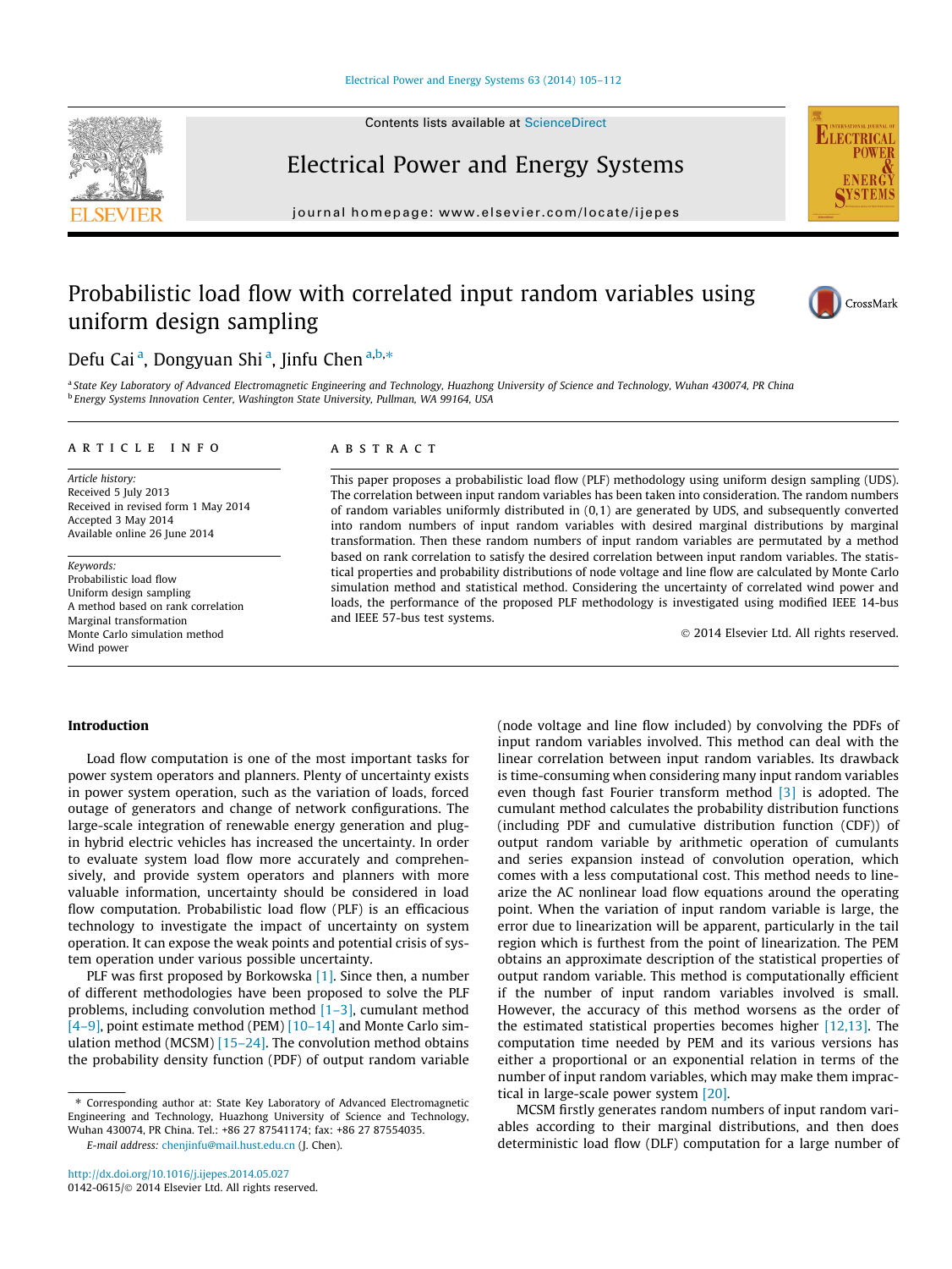# Probabilistic load flow with correlated input random variables using uniform design sampling

Defu Cai [a], Dongyuan Shi [a], Jinfu Chen [a,b,*]

[a] State Key Laboratory of Advanced Electromagnetic Engineering and Technology, Huazhong University of Science and Technology, Wuhan 430074, PR China
[b] Energy Systems Innovation Center, Washington State University, Pullman, WA 99164, USA

## ARTICLE INFO

*Article history:*
Received 5 July 2013
Received in revised form 1 May 2014
Accepted 3 May 2014
Available online 26 June 2014

*Keywords:*
Probabilistic load flow
Uniform design sampling
A method based on rank correlation
Marginal transformation
Monte Carlo simulation method
Wind power

## ABSTRACT

This paper proposes a probabilistic load flow (PLF) methodology using uniform design sampling (UDS). The correlation between input random variables has been taken into consideration. The random numbers of random variables uniformly distributed in (0,1) are generated by UDS, and subsequently converted into random numbers of input random variables with desired marginal distributions by marginal transformation. Then these random numbers of input random variables are permutated by a method based on rank correlation to satisfy the desired correlation between input random variables. The statistical properties and probability distributions of node voltage and line flow are calculated by Monte Carlo simulation method and statistical method. Considering the uncertainty of correlated wind power and loads, the performance of the proposed PLF methodology is investigated using modified IEEE 14-bus and IEEE 57-bus test systems.

© 2014 Elsevier Ltd. All rights reserved.

## Introduction

Load flow computation is one of the most important tasks for power system operators and planners. Plenty of uncertainty exists in power system operation, such as the variation of loads, forced outage of generators and change of network configurations. The large-scale integration of renewable energy generation and plug-in hybrid electric vehicles has increased the uncertainty. In order to evaluate system load flow more accurately and comprehensively, and provide system operators and planners with more valuable information, uncertainty should be considered in load flow computation. Probabilistic load flow (PLF) is an efficacious technology to investigate the impact of uncertainty on system operation. It can expose the weak points and potential crisis of system operation under various possible uncertainty.

PLF was first proposed by Borkowska [1]. Since then, a number of different methodologies have been proposed to solve the PLF problems, including convolution method [1–3], cumulant method [4–9], point estimate method (PEM) [10–14] and Monte Carlo simulation method (MCSM) [15–24]. The convolution method obtains the probability density function (PDF) of output random variable (node voltage and line flow included) by convolving the PDFs of input random variables involved. This method can deal with the linear correlation between input random variables. Its drawback is time-consuming when considering many input random variables even though fast Fourier transform method [3] is adopted. The cumulant method calculates the probability distribution functions (including PDF and cumulative distribution function (CDF)) of output random variable by arithmetic operation of cumulants and series expansion instead of convolution operation, which comes with a less computational cost. This method needs to linearize the AC nonlinear load flow equations around the operating point. When the variation of input random variable is large, the error due to linearization will be apparent, particularly in the tail region which is furthest from the point of linearization. The PEM obtains an approximate description of the statistical properties of output random variable. This method is computationally efficient if the number of input random variables involved is small. However, the accuracy of this method worsens as the order of the estimated statistical properties becomes higher [12,13]. The computation time needed by PEM and its various versions has either a proportional or an exponential relation in terms of the number of input random variables, which may make them impractical in large-scale power system [20].

MCSM firstly generates random numbers of input random variables according to their marginal distributions, and then does deterministic load flow (DLF) computation for a large number of

* Corresponding author at: State Key Laboratory of Advanced Electromagnetic Engineering and Technology, Huazhong University of Science and Technology, Wuhan 430074, PR China. Tel.: +86 27 87541174; fax: +86 27 87554035.
*E-mail address:* chenjinfu@mail.hust.edu.cn (J. Chen).

http://dx.doi.org/10.1016/j.ijepes.2014.05.027
0142-0615/© 2014 Elsevier Ltd. All rights reserved.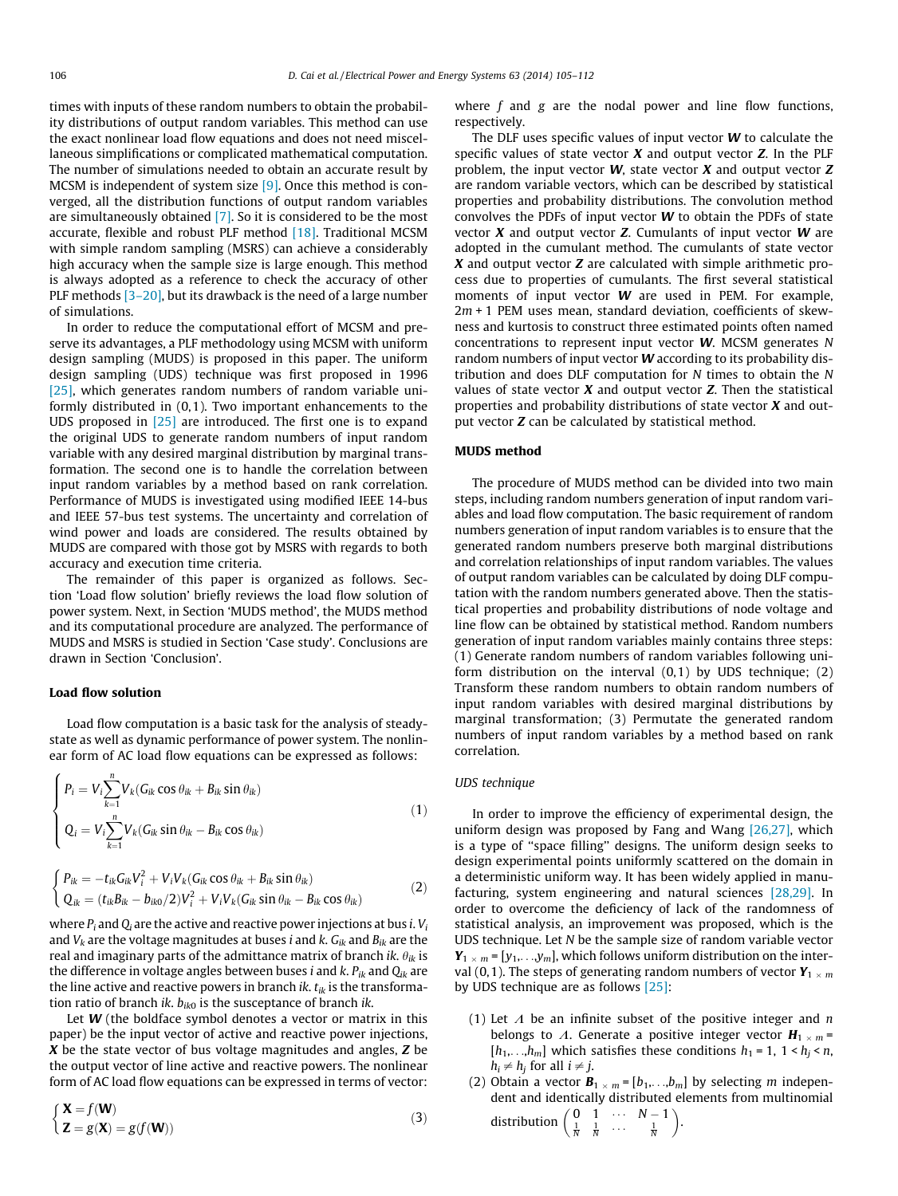times with inputs of these random numbers to obtain the probability distributions of output random variables. This method can use the exact nonlinear load flow equations and does not need miscellaneous simplifications or complicated mathematical computation. The number of simulations needed to obtain an accurate result by MCSM is independent of system size [9]. Once this method is converged, all the distribution functions of output random variables are simultaneously obtained [7]. So it is considered to be the most accurate, flexible and robust PLF method [18]. Traditional MCSM with simple random sampling (MSRS) can achieve a considerably high accuracy when the sample size is large enough. This method is always adopted as a reference to check the accuracy of other PLF methods [3–20], but its drawback is the need of a large number of simulations.

In order to reduce the computational effort of MCSM and preserve its advantages, a PLF methodology using MCSM with uniform design sampling (MUDS) is proposed in this paper. The uniform design sampling (UDS) technique was first proposed in 1996 [25], which generates random numbers of random variable uniformly distributed in (0,1). Two important enhancements to the UDS proposed in [25] are introduced. The first one is to expand the original UDS to generate random numbers of input random variable with any desired marginal distribution by marginal transformation. The second one is to handle the correlation between input random variables by a method based on rank correlation. Performance of MUDS is investigated using modified IEEE 14-bus and IEEE 57-bus test systems. The uncertainty and correlation of wind power and loads are considered. The results obtained by MUDS are compared with those got by MSRS with regards to both accuracy and execution time criteria.

The remainder of this paper is organized as follows. Section 'Load flow solution' briefly reviews the load flow solution of power system. Next, in Section 'MUDS method', the MUDS method and its computational procedure are analyzed. The performance of MUDS and MSRS is studied in Section 'Case study'. Conclusions are drawn in Section 'Conclusion'.

## Load flow solution

Load flow computation is a basic task for the analysis of steady-state as well as dynamic performance of power system. The nonlinear form of AC load flow equations can be expressed as follows:

$$\begin{cases} P_i = V_i \sum_{k=1}^{n} V_k (G_{ik}\cos\theta_{ik} + B_{ik}\sin\theta_{ik}) \\ Q_i = V_i \sum_{k=1}^{n} V_k (G_{ik}\sin\theta_{ik} - B_{ik}\cos\theta_{ik}) \end{cases} \tag{1}$$

$$\begin{cases} P_{ik} = -t_{ik}G_{ik}V_i^2 + V_iV_k(G_{ik}\cos\theta_{ik} + B_{ik}\sin\theta_{ik}) \\ Q_{ik} = (t_{ik}B_{ik} - b_{ik0}/2)V_i^2 + V_iV_k(G_{ik}\sin\theta_{ik} - B_{ik}\cos\theta_{ik}) \end{cases} \tag{2}$$

where $P_i$ and $Q_i$ are the active and reactive power injections at bus $i$. $V_i$ and $V_k$ are the voltage magnitudes at buses $i$ and $k$. $G_{ik}$ and $B_{ik}$ are the real and imaginary parts of the admittance matrix of branch $ik$. $\theta_{ik}$ is the difference in voltage angles between buses $i$ and $k$. $P_{ik}$ and $Q_{ik}$ are the line active and reactive powers in branch $ik$. $t_{ik}$ is the transformation ratio of branch $ik$. $b_{ik0}$ is the susceptance of branch $ik$.

Let $\boldsymbol{W}$ (the boldface symbol denotes a vector or matrix in this paper) be the input vector of active and reactive power injections, $\boldsymbol{X}$ be the state vector of bus voltage magnitudes and angles, $\boldsymbol{Z}$ be the output vector of line active and reactive powers. The nonlinear form of AC load flow equations can be expressed in terms of vector:

$$\begin{cases} \mathbf{X} = f(\mathbf{W}) \\ \mathbf{Z} = g(\mathbf{X}) = g(f(\mathbf{W})) \end{cases} \tag{3}$$

where $f$ and $g$ are the nodal power and line flow functions, respectively.

The DLF uses specific values of input vector $\boldsymbol{W}$ to calculate the specific values of state vector $\boldsymbol{X}$ and output vector $\boldsymbol{Z}$. In the PLF problem, the input vector $\boldsymbol{W}$, state vector $\boldsymbol{X}$ and output vector $\boldsymbol{Z}$ are random variable vectors, which can be described by statistical properties and probability distributions. The convolution method convolves the PDFs of input vector $\boldsymbol{W}$ to obtain the PDFs of state vector $\boldsymbol{X}$ and output vector $\boldsymbol{Z}$. Cumulants of input vector $\boldsymbol{W}$ are adopted in the cumulant method. The cumulants of state vector $\boldsymbol{X}$ and output vector $\boldsymbol{Z}$ are calculated with simple arithmetic process due to properties of cumulants. The first several statistical moments of input vector $\boldsymbol{W}$ are used in PEM. For example, $2m+1$ PEM uses mean, standard deviation, coefficients of skewness and kurtosis to construct three estimated points often named concentrations to represent input vector $\boldsymbol{W}$. MCSM generates $N$ random numbers of input vector $\boldsymbol{W}$ according to its probability distribution and does DLF computation for $N$ times to obtain the $N$ values of state vector $\boldsymbol{X}$ and output vector $\boldsymbol{Z}$. Then the statistical properties and probability distributions of state vector $\boldsymbol{X}$ and output vector $\boldsymbol{Z}$ can be calculated by statistical method.

## MUDS method

The procedure of MUDS method can be divided into two main steps, including random numbers generation of input random variables and load flow computation. The basic requirement of random numbers generation of input random variables is to ensure that the generated random numbers preserve both marginal distributions and correlation relationships of input random variables. The values of output random variables can be calculated by doing DLF computation with the random numbers generated above. Then the statistical properties and probability distributions of node voltage and line flow can be obtained by statistical method. Random numbers generation of input random variables mainly contains three steps: (1) Generate random numbers of random variables following uniform distribution on the interval (0,1) by UDS technique; (2) Transform these random numbers to obtain random numbers of input random variables with desired marginal distributions by marginal transformation; (3) Permutate the generated random numbers of input random variables by a method based on rank correlation.

### UDS technique

In order to improve the efficiency of experimental design, the uniform design was proposed by Fang and Wang [26,27], which is a type of "space filling" designs. The uniform design seeks to design experimental points uniformly scattered on the domain in a deterministic uniform way. It has been widely applied in manufacturing, system engineering and natural sciences [28,29]. In order to overcome the deficiency of lack of the randomness of statistical analysis, an improvement was proposed, which is the UDS technique. Let $N$ be the sample size of random variable vector $\boldsymbol{Y}_{1\times m} = [y_1,\ldots,y_m]$, which follows uniform distribution on the interval (0,1). The steps of generating random numbers of vector $\boldsymbol{Y}_{1\times m}$ by UDS technique are as follows [25]:

(1) Let $\Lambda$ be an infinite subset of the positive integer and $n$ belongs to $\Lambda$. Generate a positive integer vector $\boldsymbol{H}_{1\times m} = [h_1,\ldots,h_m]$ which satisfies these conditions $h_1 = 1$, $1 < h_j < n$, $h_i \neq h_j$ for all $i \neq j$.

(2) Obtain a vector $\boldsymbol{B}_{1\times m} = [b_1,\ldots,b_m]$ by selecting $m$ independent and identically distributed elements from multinomial distribution $\begin{pmatrix} 0 & 1 & \cdots & N-1 \\ \frac{1}{N} & \frac{1}{N} & \cdots & \frac{1}{N} \end{pmatrix}$.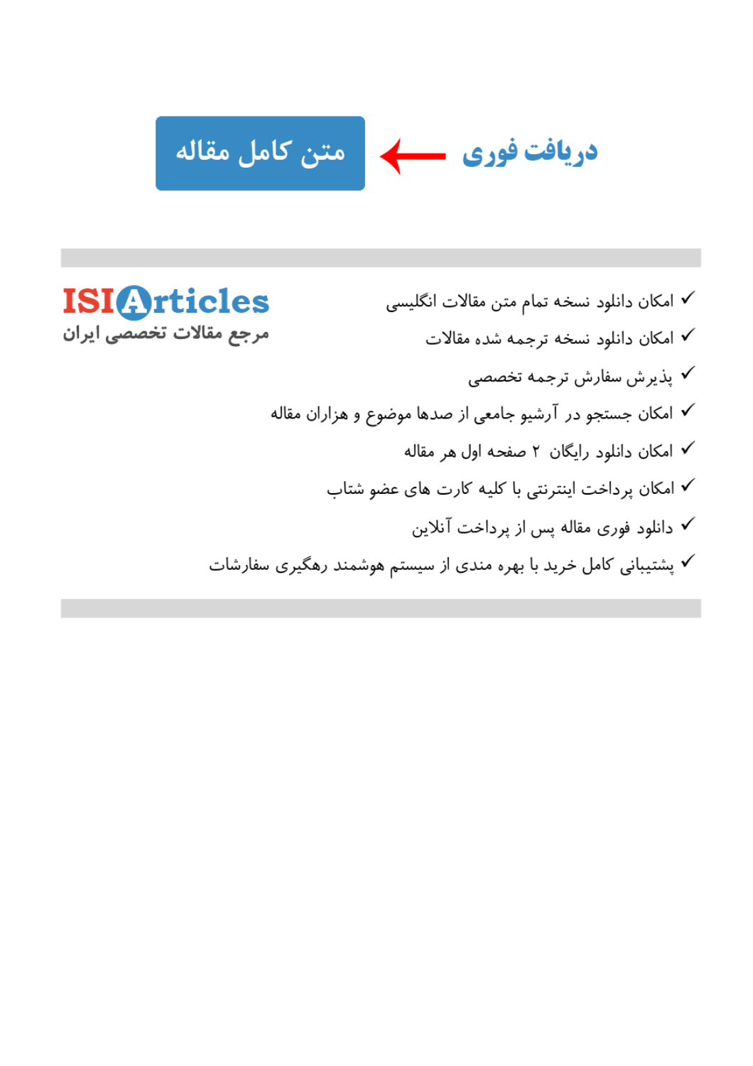دریافت فوری ← **متن کامل مقاله**

**ISIArticles**
مرجع مقالات تخصصی ایران

- ✓ امکان دانلود نسخه تمام متن مقالات انگلیسی
- ✓ امکان دانلود نسخه ترجمه شده مقالات
- ✓ پذیرش سفارش ترجمه تخصصی
- ✓ امکان جستجو در آرشیو جامعی از صدها موضوع و هزاران مقاله
- ✓ امکان دانلود رایگان ۲ صفحه اول هر مقاله
- ✓ امکان پرداخت اینترنتی با کلیه کارت های عضو شتاب
- ✓ دانلود فوری مقاله پس از پرداخت آنلاین
- ✓ پشتیبانی کامل خرید با بهره مندی از سیستم هوشمند رهگیری سفارشات